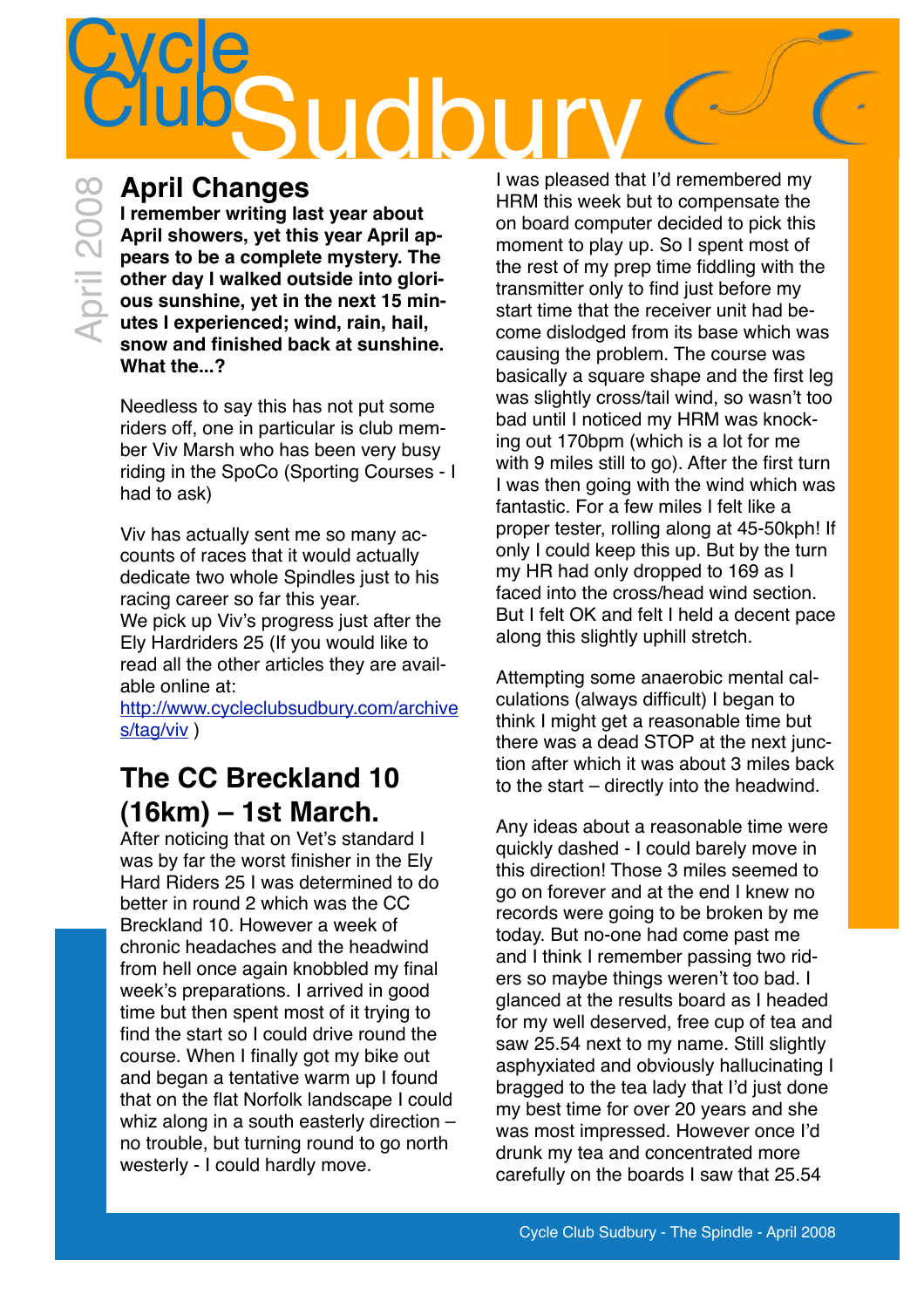# Cycle Club Sudbury

April 2008

## April Changes

**I remember writing last year about April showers, yet this year April appears to be a complete mystery. The other day I walked outside into glorious sunshine, yet in the next 15 minutes I experienced; wind, rain, hail, snow and finished back at sunshine. What the...?**

Needless to say this has not put some riders off, one in particular is club member Viv Marsh who has been very busy riding in the SpoCo (Sporting Courses - I had to ask)

Viv has actually sent me so many accounts of races that it would actually dedicate two whole Spindles just to his racing career so far this year.
We pick up Viv's progress just after the Ely Hardriders 25 (If you would like to read all the other articles they are available online at:
http://www.cycleclubsudbury.com/archives/tag/viv )

## The CC Breckland 10 (16km) – 1st March.

After noticing that on Vet's standard I was by far the worst finisher in the Ely Hard Riders 25 I was determined to do better in round 2 which was the CC Breckland 10. However a week of chronic headaches and the headwind from hell once again knobbled my final week's preparations. I arrived in good time but then spent most of it trying to find the start so I could drive round the course. When I finally got my bike out and began a tentative warm up I found that on the flat Norfolk landscape I could whiz along in a south easterly direction – no trouble, but turning round to go north westerly - I could hardly move.

I was pleased that I'd remembered my HRM this week but to compensate the on board computer decided to pick this moment to play up. So I spent most of the rest of my prep time fiddling with the transmitter only to find just before my start time that the receiver unit had become dislodged from its base which was causing the problem. The course was basically a square shape and the first leg was slightly cross/tail wind, so wasn't too bad until I noticed my HRM was knocking out 170bpm (which is a lot for me with 9 miles still to go). After the first turn I was then going with the wind which was fantastic. For a few miles I felt like a proper tester, rolling along at 45-50kph! If only I could keep this up. But by the turn my HR had only dropped to 169 as I faced into the cross/head wind section. But I felt OK and felt I held a decent pace along this slightly uphill stretch.

Attempting some anaerobic mental calculations (always difficult) I began to think I might get a reasonable time but there was a dead STOP at the next junction after which it was about 3 miles back to the start – directly into the headwind.

Any ideas about a reasonable time were quickly dashed - I could barely move in this direction! Those 3 miles seemed to go on forever and at the end I knew no records were going to be broken by me today. But no-one had come past me and I think I remember passing two riders so maybe things weren't too bad. I glanced at the results board as I headed for my well deserved, free cup of tea and saw 25.54 next to my name. Still slightly asphyxiated and obviously hallucinating I bragged to the tea lady that I'd just done my best time for over 20 years and she was most impressed. However once I'd drunk my tea and concentrated more carefully on the boards I saw that 25.54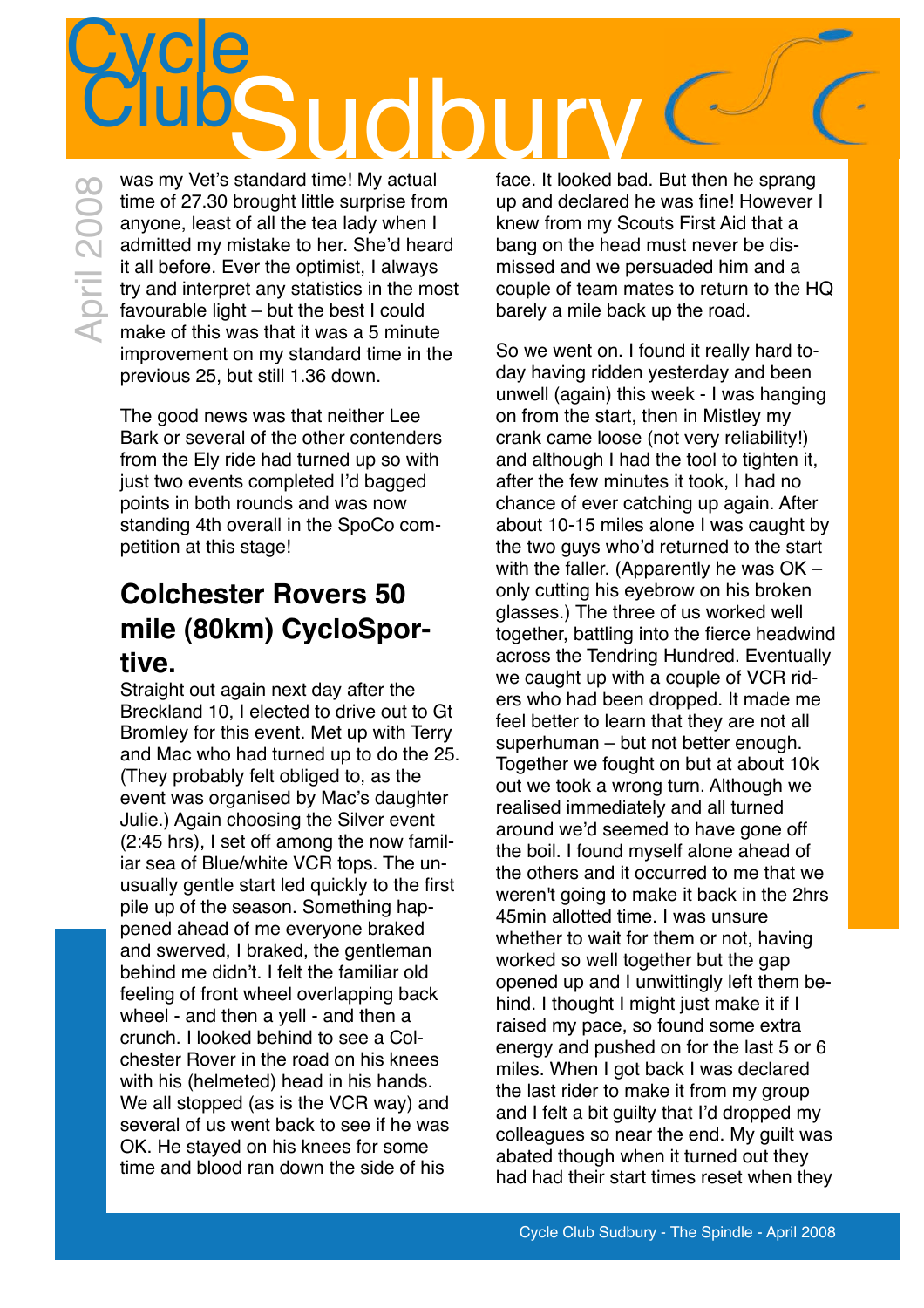was my Vet's standard time! My actual time of 27.30 brought little surprise from anyone, least of all the tea lady when I admitted my mistake to her. She'd heard it all before. Ever the optimist, I always try and interpret any statistics in the most favourable light – but the best I could make of this was that it was a 5 minute improvement on my standard time in the previous 25, but still 1.36 down.

The good news was that neither Lee Bark or several of the other contenders from the Ely ride had turned up so with just two events completed I'd bagged points in both rounds and was now standing 4th overall in the SpoCo competition at this stage!

## Colchester Rovers 50 mile (80km) CycloSportive.

Straight out again next day after the Breckland 10, I elected to drive out to Gt Bromley for this event. Met up with Terry and Mac who had turned up to do the 25. (They probably felt obliged to, as the event was organised by Mac's daughter Julie.) Again choosing the Silver event (2:45 hrs), I set off among the now familiar sea of Blue/white VCR tops. The unusually gentle start led quickly to the first pile up of the season. Something happened ahead of me everyone braked and swerved, I braked, the gentleman behind me didn't. I felt the familiar old feeling of front wheel overlapping back wheel - and then a yell - and then a crunch. I looked behind to see a Colchester Rover in the road on his knees with his (helmeted) head in his hands. We all stopped (as is the VCR way) and several of us went back to see if he was OK. He stayed on his knees for some time and blood ran down the side of his face. It looked bad. But then he sprang up and declared he was fine! However I knew from my Scouts First Aid that a bang on the head must never be dismissed and we persuaded him and a couple of team mates to return to the HQ barely a mile back up the road.

So we went on. I found it really hard today having ridden yesterday and been unwell (again) this week - I was hanging on from the start, then in Mistley my crank came loose (not very reliability!) and although I had the tool to tighten it, after the few minutes it took, I had no chance of ever catching up again. After about 10-15 miles alone I was caught by the two guys who'd returned to the start with the faller. (Apparently he was OK – only cutting his eyebrow on his broken glasses.) The three of us worked well together, battling into the fierce headwind across the Tendring Hundred. Eventually we caught up with a couple of VCR riders who had been dropped. It made me feel better to learn that they are not all superhuman – but not better enough. Together we fought on but at about 10k out we took a wrong turn. Although we realised immediately and all turned around we'd seemed to have gone off the boil. I found myself alone ahead of the others and it occurred to me that we weren't going to make it back in the 2hrs 45min allotted time. I was unsure whether to wait for them or not, having worked so well together but the gap opened up and I unwittingly left them behind. I thought I might just make it if I raised my pace, so found some extra energy and pushed on for the last 5 or 6 miles. When I got back I was declared the last rider to make it from my group and I felt a bit guilty that I'd dropped my colleagues so near the end. My guilt was abated though when it turned out they had had their start times reset when they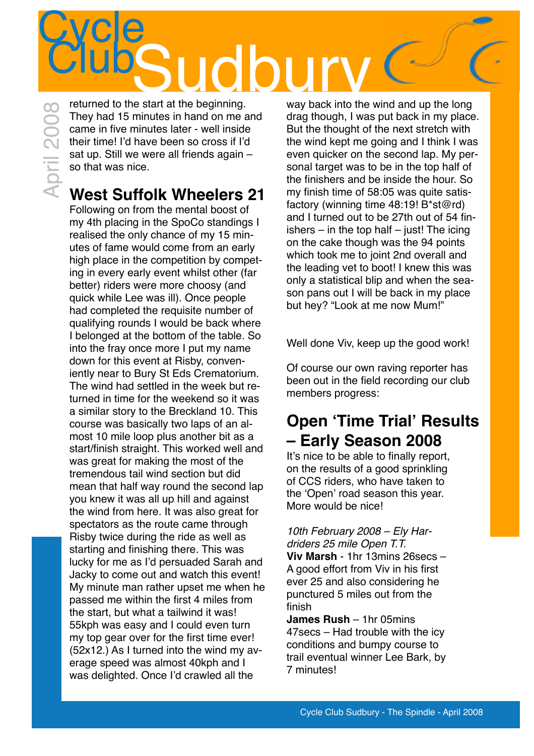returned to the start at the beginning. They had 15 minutes in hand on me and came in five minutes later - well inside their time! I'd have been so cross if I'd sat up. Still we were all friends again – so that was nice.

## West Suffolk Wheelers 21

Following on from the mental boost of my 4th placing in the SpoCo standings I realised the only chance of my 15 minutes of fame would come from an early high place in the competition by competing in every early event whilst other (far better) riders were more choosy (and quick while Lee was ill). Once people had completed the requisite number of qualifying rounds I would be back where I belonged at the bottom of the table. So into the fray once more I put my name down for this event at Risby, conveniently near to Bury St Eds Crematorium. The wind had settled in the week but returned in time for the weekend so it was a similar story to the Breckland 10. This course was basically two laps of an almost 10 mile loop plus another bit as a start/finish straight. This worked well and was great for making the most of the tremendous tail wind section but did mean that half way round the second lap you knew it was all up hill and against the wind from here. It was also great for spectators as the route came through Risby twice during the ride as well as starting and finishing there. This was lucky for me as I'd persuaded Sarah and Jacky to come out and watch this event! My minute man rather upset me when he passed me within the first 4 miles from the start, but what a tailwind it was! 55kph was easy and I could even turn my top gear over for the first time ever! (52x12.) As I turned into the wind my average speed was almost 40kph and I was delighted. Once I'd crawled all the way back into the wind and up the long drag though, I was put back in my place. But the thought of the next stretch with the wind kept me going and I think I was even quicker on the second lap. My personal target was to be in the top half of the finishers and be inside the hour. So my finish time of 58:05 was quite satisfactory (winning time 48:19! B*st@rd) and I turned out to be 27th out of 54 finishers – in the top half – just! The icing on the cake though was the 94 points which took me to joint 2nd overall and the leading vet to boot! I knew this was only a statistical blip and when the season pans out I will be back in my place but hey? "Look at me now Mum!"

Well done Viv, keep up the good work!

Of course our own raving reporter has been out in the field recording our club members progress:

## Open 'Time Trial' Results – Early Season 2008

It's nice to be able to finally report, on the results of a good sprinkling of CCS riders, who have taken to the 'Open' road season this year. More would be nice!

*10th February 2008 – Ely Hardriders 25 mile Open T.T.*
**Viv Marsh** - 1hr 13mins 26secs – A good effort from Viv in his first ever 25 and also considering he punctured 5 miles out from the finish
**James Rush** – 1hr 05mins 47secs – Had trouble with the icy conditions and bumpy course to trail eventual winner Lee Bark, by 7 minutes!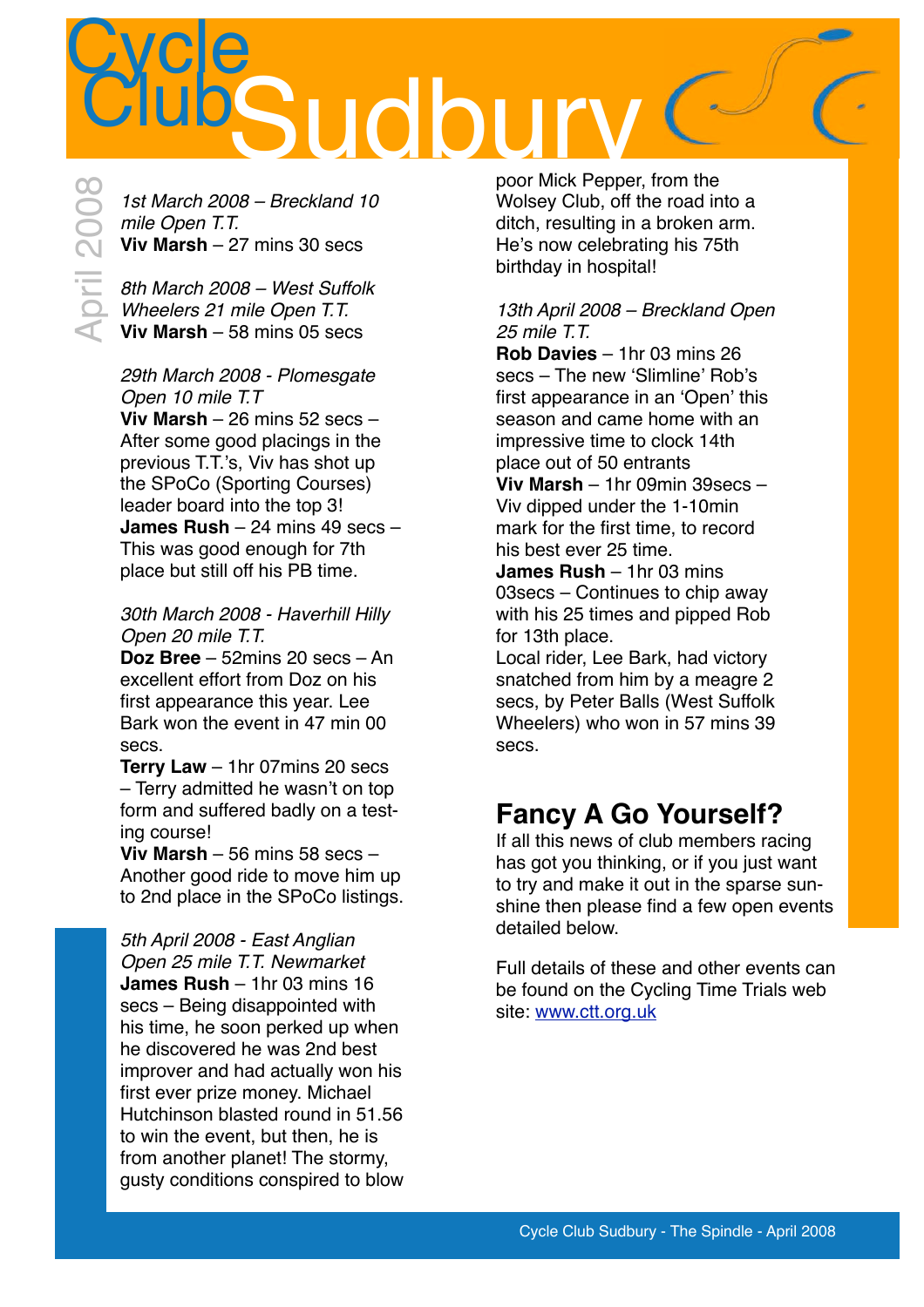# Cycle Club Sudbury

April 2008

*1st March 2008 – Breckland 10 mile Open T.T.*
**Viv Marsh** – 27 mins 30 secs

*8th March 2008 – West Suffolk Wheelers 21 mile Open T.T.*
**Viv Marsh** – 58 mins 05 secs

*29th March 2008 - Plomesgate Open 10 mile T.T*
**Viv Marsh** – 26 mins 52 secs – After some good placings in the previous T.T.'s, Viv has shot up the SPoCo (Sporting Courses) leader board into the top 3!
**James Rush** – 24 mins 49 secs – This was good enough for 7th place but still off his PB time.

*30th March 2008 - Haverhill Hilly Open 20 mile T.T.*
**Doz Bree** – 52mins 20 secs – An excellent effort from Doz on his first appearance this year. Lee Bark won the event in 47 min 00 secs.
**Terry Law** – 1hr 07mins 20 secs – Terry admitted he wasn't on top form and suffered badly on a testing course!
**Viv Marsh** – 56 mins 58 secs – Another good ride to move him up to 2nd place in the SPoCo listings.

*5th April 2008 - East Anglian Open 25 mile T.T. Newmarket*
**James Rush** – 1hr 03 mins 16 secs – Being disappointed with his time, he soon perked up when he discovered he was 2nd best improver and had actually won his first ever prize money. Michael Hutchinson blasted round in 51.56 to win the event, but then, he is from another planet! The stormy, gusty conditions conspired to blow poor Mick Pepper, from the Wolsey Club, off the road into a ditch, resulting in a broken arm. He's now celebrating his 75th birthday in hospital!

*13th April 2008 – Breckland Open 25 mile T.T.*
**Rob Davies** – 1hr 03 mins 26 secs – The new 'Slimline' Rob's first appearance in an 'Open' this season and came home with an impressive time to clock 14th place out of 50 entrants
**Viv Marsh** – 1hr 09min 39secs – Viv dipped under the 1-10min mark for the first time, to record his best ever 25 time.
**James Rush** – 1hr 03 mins 03secs – Continues to chip away with his 25 times and pipped Rob for 13th place.
Local rider, Lee Bark, had victory snatched from him by a meagre 2 secs, by Peter Balls (West Suffolk Wheelers) who won in 57 mins 39 secs.

## Fancy A Go Yourself?

If all this news of club members racing has got you thinking, or if you just want to try and make it out in the sparse sunshine then please find a few open events detailed below.

Full details of these and other events can be found on the Cycling Time Trials web site: www.ctt.org.uk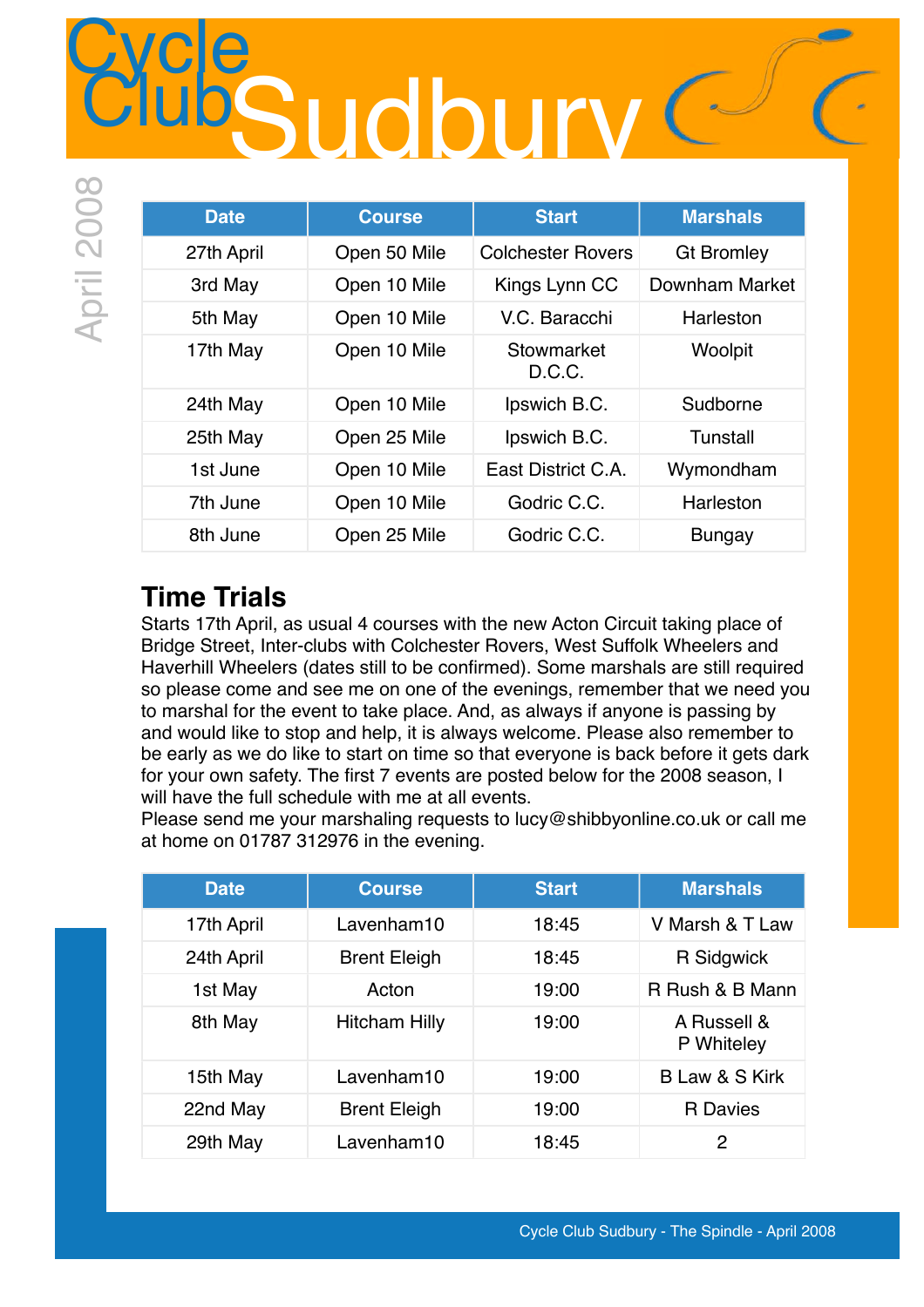# Cycle Club Sudbury

April 2008

| Date | Course | Start | Marshals |
|---|---|---|---|
| 27th April | Open 50 Mile | Colchester Rovers | Gt Bromley |
| 3rd May | Open 10 Mile | Kings Lynn CC | Downham Market |
| 5th May | Open 10 Mile | V.C. Baracchi | Harleston |
| 17th May | Open 10 Mile | Stowmarket D.C.C. | Woolpit |
| 24th May | Open 10 Mile | Ipswich B.C. | Sudborne |
| 25th May | Open 25 Mile | Ipswich B.C. | Tunstall |
| 1st June | Open 10 Mile | East District C.A. | Wymondham |
| 7th June | Open 10 Mile | Godric C.C. | Harleston |
| 8th June | Open 25 Mile | Godric C.C. | Bungay |

## Time Trials

Starts 17th April, as usual 4 courses with the new Acton Circuit taking place of Bridge Street, Inter-clubs with Colchester Rovers, West Suffolk Wheelers and Haverhill Wheelers (dates still to be confirmed). Some marshals are still required so please come and see me on one of the evenings, remember that we need you to marshal for the event to take place. And, as always if anyone is passing by and would like to stop and help, it is always welcome. Please also remember to be early as we do like to start on time so that everyone is back before it gets dark for your own safety. The first 7 events are posted below for the 2008 season, I will have the full schedule with me at all events.
Please send me your marshaling requests to lucy@shibbyonline.co.uk or call me at home on 01787 312976 in the evening.

| Date | Course | Start | Marshals |
|---|---|---|---|
| 17th April | Lavenham10 | 18:45 | V Marsh & T Law |
| 24th April | Brent Eleigh | 18:45 | R Sidgwick |
| 1st May | Acton | 19:00 | R Rush & B Mann |
| 8th May | Hitcham Hilly | 19:00 | A Russell & P Whiteley |
| 15th May | Lavenham10 | 19:00 | B Law & S Kirk |
| 22nd May | Brent Eleigh | 19:00 | R Davies |
| 29th May | Lavenham10 | 18:45 | 2 |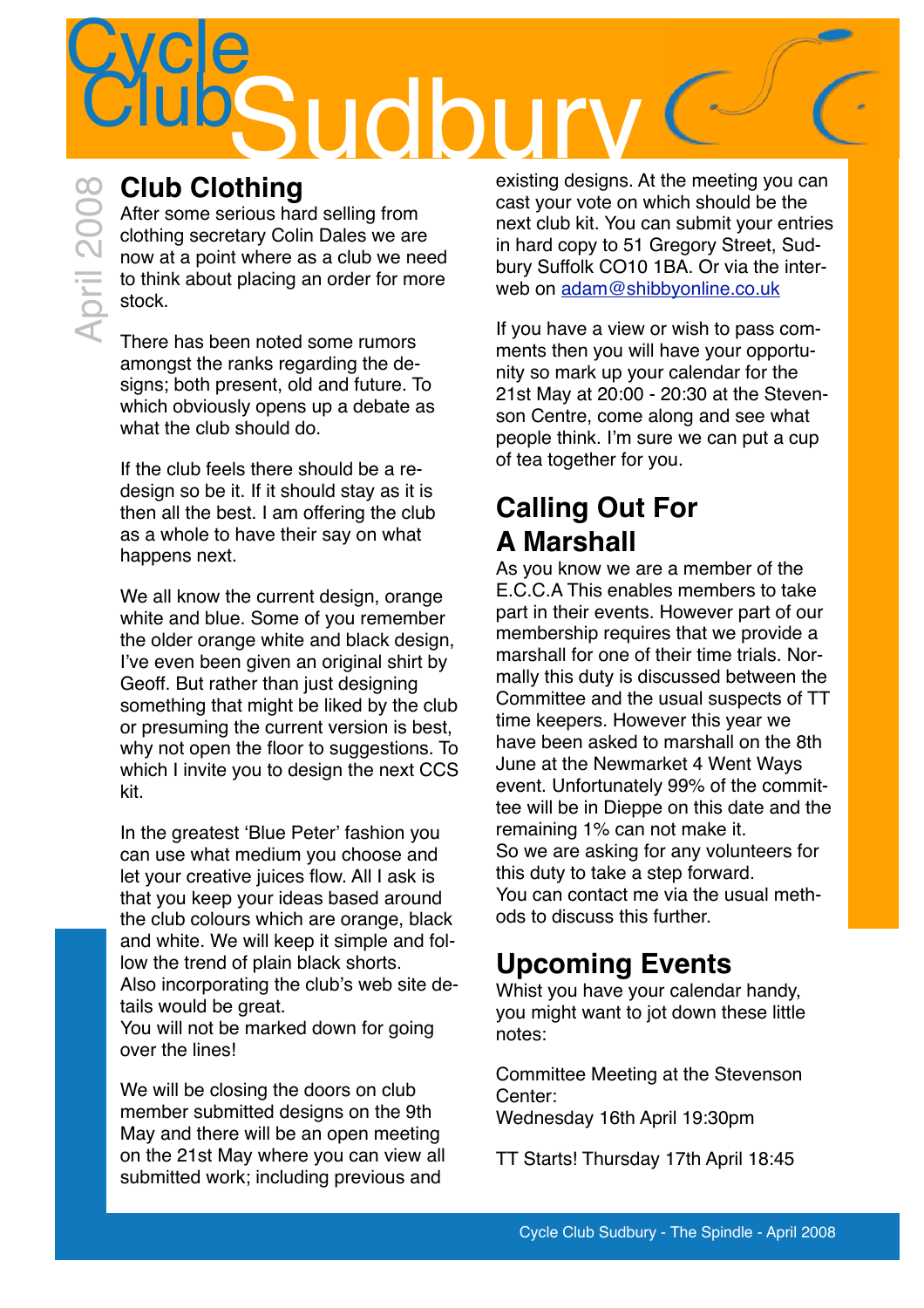# Cycle Club Sudbury

April 2008

## Club Clothing

After some serious hard selling from clothing secretary Colin Dales we are now at a point where as a club we need to think about placing an order for more stock.

There has been noted some rumors amongst the ranks regarding the designs; both present, old and future. To which obviously opens up a debate as what the club should do.

If the club feels there should be a redesign so be it. If it should stay as it is then all the best. I am offering the club as a whole to have their say on what happens next.

We all know the current design, orange white and blue. Some of you remember the older orange white and black design, I've even been given an original shirt by Geoff. But rather than just designing something that might be liked by the club or presuming the current version is best, why not open the floor to suggestions. To which I invite you to design the next CCS kit.

In the greatest 'Blue Peter' fashion you can use what medium you choose and let your creative juices flow. All I ask is that you keep your ideas based around the club colours which are orange, black and white. We will keep it simple and follow the trend of plain black shorts.
Also incorporating the club's web site details would be great.
You will not be marked down for going over the lines!

We will be closing the doors on club member submitted designs on the 9th May and there will be an open meeting on the 21st May where you can view all submitted work; including previous and existing designs. At the meeting you can cast your vote on which should be the next club kit. You can submit your entries in hard copy to 51 Gregory Street, Sudbury Suffolk CO10 1BA. Or via the interweb on adam@shibbyonline.co.uk

If you have a view or wish to pass comments then you will have your opportunity so mark up your calendar for the 21st May at 20:00 - 20:30 at the Stevenson Centre, come along and see what people think. I'm sure we can put a cup of tea together for you.

## Calling Out For A Marshall

As you know we are a member of the E.C.C.A This enables members to take part in their events. However part of our membership requires that we provide a marshall for one of their time trials. Normally this duty is discussed between the Committee and the usual suspects of TT time keepers. However this year we have been asked to marshall on the 8th June at the Newmarket 4 Went Ways event. Unfortunately 99% of the committee will be in Dieppe on this date and the remaining 1% can not make it.
So we are asking for any volunteers for this duty to take a step forward.
You can contact me via the usual methods to discuss this further.

## Upcoming Events

Whist you have your calendar handy, you might want to jot down these little notes:

Committee Meeting at the Stevenson Center:
Wednesday 16th April 19:30pm

TT Starts! Thursday 17th April 18:45